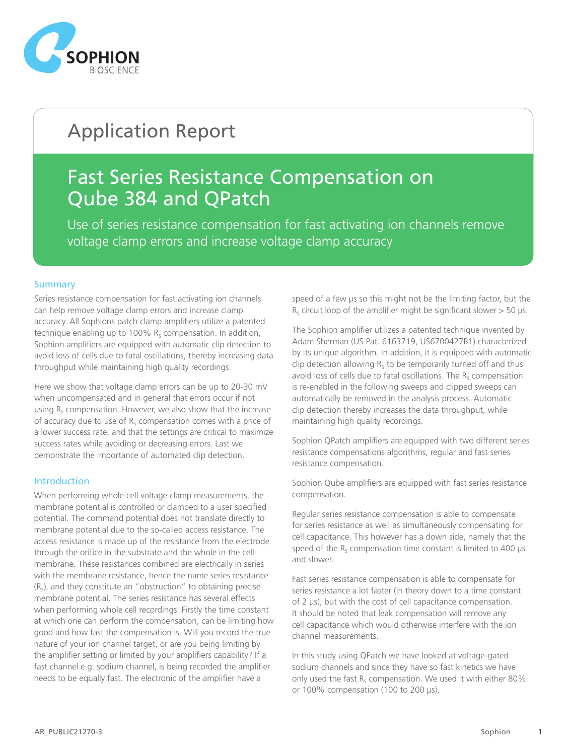# Application Report

## Fast Series Resistance Compensation on Qube 384 and QPatch

Use of series resistance compensation for fast activating ion channels remove voltage clamp errors and increase voltage clamp accuracy

### Summary

Series resistance compensation for fast activating ion channels can help remove voltage clamp errors and increase clamp accuracy. All Sophions patch clamp amplifiers utilize a patented technique enabling up to 100% $R_S$ compensation. In addition, Sophion amplifiers are equipped with automatic clip detection to avoid loss of cells due to fatal oscillations, thereby increasing data throughput while maintaining high quality recordings.

Here we show that voltage clamp errors can be up to 20-30 mV when uncompensated and in general that errors occur if not using $R_S$ compensation. However, we also show that the increase of accuracy due to use of $R_S$ compensation comes with a price of a lower success rate, and that the settings are critical to maximize success rates while avoiding or decreasing errors. Last we demonstrate the importance of automated clip detection.

### Introduction

When performing whole cell voltage clamp measurements, the membrane potential is controlled or clamped to a user specified potential. The command potential does not translate directly to membrane potential due to the so-called access resistance. The access resistance is made up of the resistance from the electrode through the orifice in the substrate and the whole in the cell membrane. These resistances combined are electrically in series with the membrane resistance, hence the name series resistance ($R_S$), and they constitute an "obstruction" to obtaining precise membrane potential. The series resistance has several effects when performing whole cell recordings. Firstly the time constant at which one can perform the compensation, can be limiting how good and how fast the compensation is. Will you record the true nature of your ion channel target, or are you being limiting by the amplifier setting or limited by your amplifiers capability? If a fast channel e.g. sodium channel, is being recorded the amplifier needs to be equally fast. The electronic of the amplifier have a speed of a few µs so this might not be the limiting factor, but the $R_S$ circuit loop of the amplifier might be significant slower > 50 µs.

The Sophion amplifier utilizes a patented technique invented by Adam Sherman (US Pat. 6163719, US6700427B1) characterized by its unique algorithm. In addition, it is equipped with automatic clip detection allowing $R_S$ to be temporarily turned off and thus avoid loss of cells due to fatal oscillations. The $R_S$ compensation is re-enabled in the following sweeps and clipped sweeps can automatically be removed in the analysis process. Automatic clip detection thereby increases the data throughput, while maintaining high quality recordings.

Sophion QPatch amplifiers are equipped with two different series resistance compensations algorithms, regular and fast series resistance compensation.

Sophion Qube amplifiers are equipped with fast series resistance compensation.

Regular series resistance compensation is able to compensate for series resistance as well as simultaneously compensating for cell capacitance. This however has a down side, namely that the speed of the $R_S$ compensation time constant is limited to 400 µs and slower.

Fast series resistance compensation is able to compensate for series resistance a lot faster (in theory down to a time constant of 2 µs), but with the cost of cell capacitance compensation. It should be noted that leak compensation will remove any cell capacitance which would otherwise interfere with the ion channel measurements.

In this study using QPatch we have looked at voltage-gated sodium channels and since they have so fast kinetics we have only used the fast $R_S$ compensation. We used it with either 80% or 100% compensation (100 to 200 µs).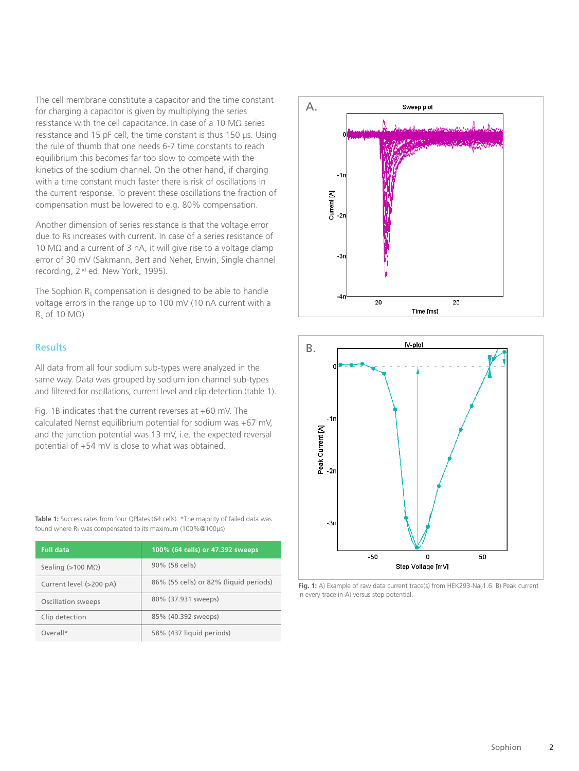The cell membrane constitute a capacitor and the time constant for charging a capacitor is given by multiplying the series resistance with the cell capacitance. In case of a 10 MΩ series resistance and 15 pF cell, the time constant is thus 150 µs. Using the rule of thumb that one needs 6-7 time constants to reach equilibrium this becomes far too slow to compete with the kinetics of the sodium channel. On the other hand, if charging with a time constant much faster there is risk of oscillations in the current response. To prevent these oscillations the fraction of compensation must be lowered to e.g. 80% compensation.

Another dimension of series resistance is that the voltage error due to Rs increases with current. In case of a series resistance of 10 MΩ and a current of 3 nA, it will give rise to a voltage clamp error of 30 mV (Sakmann, Bert and Neher, Erwin, Single channel recording, 2nd ed. New York, 1995).

The Sophion $R_s$ compensation is designed to be able to handle voltage errors in the range up to 100 mV (10 nA current with a $R_s$ of 10 MΩ)

## Results

All data from all four sodium sub-types were analyzed in the same way. Data was grouped by sodium ion channel sub-types and filtered for oscillations, current level and clip detection (table 1).

Fig. 1B indicates that the current reverses at +60 mV. The calculated Nernst equilibrium potential for sodium was +67 mV, and the junction potential was 13 mV, i.e. the expected reversal potential of +54 mV is close to what was obtained.

**Table 1:** Success rates from four QPlates (64 cells). *The majority of failed data was found where $R_s$ was compensated to its maximum (100%@100µs)

| Full data | 100% (64 cells) or 47.392 sweeps |
|---|---|
| Sealing (>100 MΩ) | 90% (58 cells) |
| Current level (>200 pA) | 86% (55 cells) or 82% (liquid periods) |
| Oscillation sweeps | 80% (37.931 sweeps) |
| Clip detection | 85% (40.392 sweeps) |
| Overall* | 58% (437 liquid periods) |

**Fig. 1:** A) Example of raw data current trace(s) from HEK293-$Na_v$1.6. B) Peak current in every trace in A) versus step potential.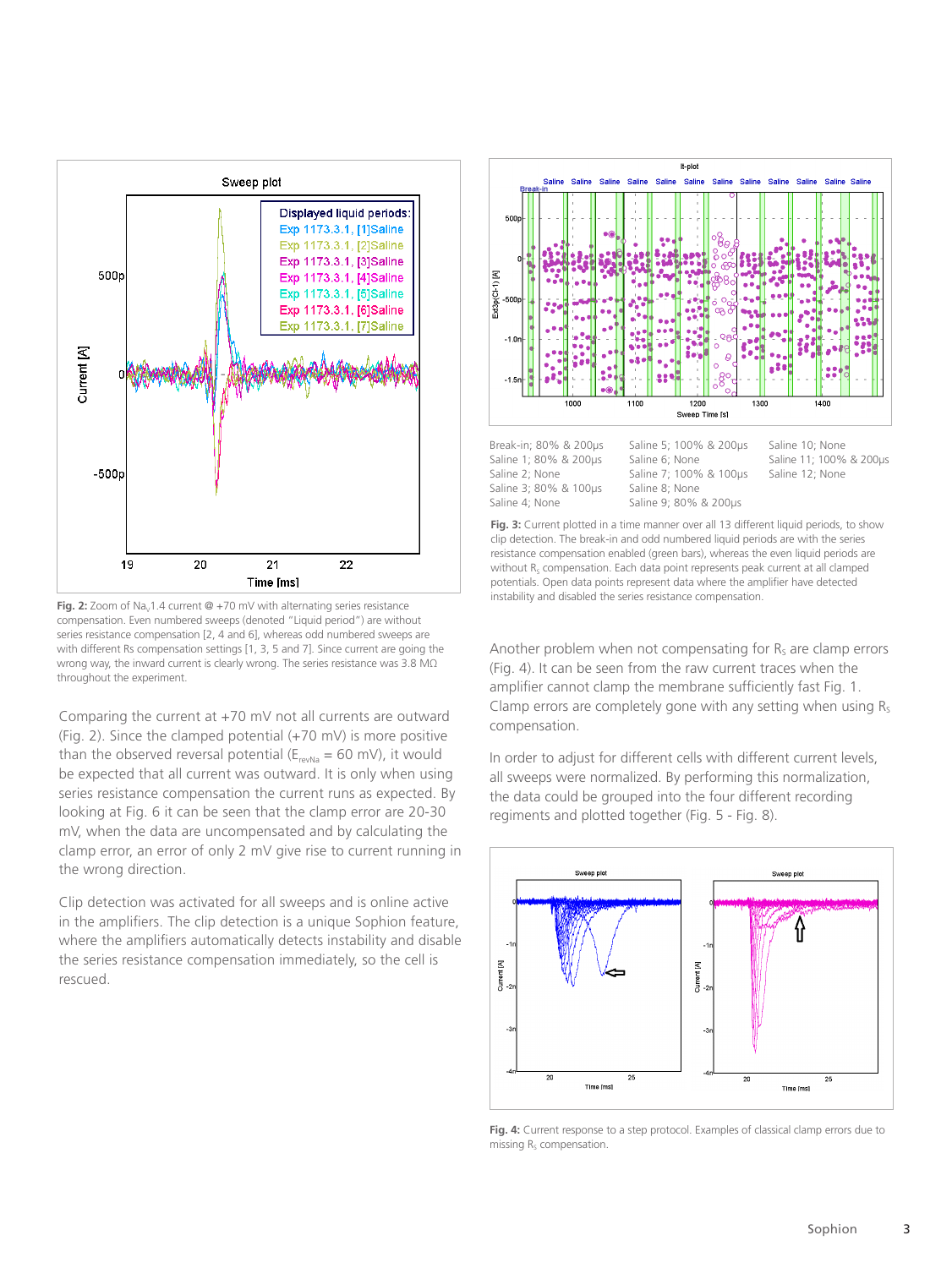Fig. 2: Zoom of $Na_V1.4$ current @ +70 mV with alternating series resistance compensation. Even numbered sweeps (denoted "Liquid period") are without series resistance compensation [2, 4 and 6], whereas odd numbered sweeps are with different Rs compensation settings [1, 3, 5 and 7]. Since current are going the wrong way, the inward current is clearly wrong. The series resistance was 3.8 MΩ throughout the experiment.

Comparing the current at +70 mV not all currents are outward (Fig. 2). Since the clamped potential (+70 mV) is more positive than the observed reversal potential ($E_{revNa}$ = 60 mV), it would be expected that all current was outward. It is only when using series resistance compensation the current runs as expected. By looking at Fig. 6 it can be seen that the clamp error are 20-30 mV, when the data are uncompensated and by calculating the clamp error, an error of only 2 mV give rise to current running in the wrong direction.

Clip detection was activated for all sweeps and is online active in the amplifiers. The clip detection is a unique Sophion feature, where the amplifiers automatically detects instability and disable the series resistance compensation immediately, so the cell is rescued.

| | | |
|---|---|---|
| Break-in; 80% & 200μs | Saline 5; 100% & 200μs | Saline 10; None |
| Saline 1; 80% & 200μs | Saline 6; None | Saline 11; 100% & 200μs |
| Saline 2; None | Saline 7; 100% & 100μs | Saline 12; None |
| Saline 3; 80% & 100μs | Saline 8; None | |
| Saline 4; None | Saline 9; 80% & 200μs | |

Fig. 3: Current plotted in a time manner over all 13 different liquid periods, to show clip detection. The break-in and odd numbered liquid periods are with the series resistance compensation enabled (green bars), whereas the even liquid periods are without $R_s$ compensation. Each data point represents peak current at all clamped potentials. Open data points represent data where the amplifier have detected instability and disabled the series resistance compensation.

Another problem when not compensating for $R_s$ are clamp errors (Fig. 4). It can be seen from the raw current traces when the amplifier cannot clamp the membrane sufficiently fast Fig. 1. Clamp errors are completely gone with any setting when using $R_s$ compensation.

In order to adjust for different cells with different current levels, all sweeps were normalized. By performing this normalization, the data could be grouped into the four different recording regiments and plotted together (Fig. 5 - Fig. 8).

Fig. 4: Current response to a step protocol. Examples of classical clamp errors due to missing $R_s$ compensation.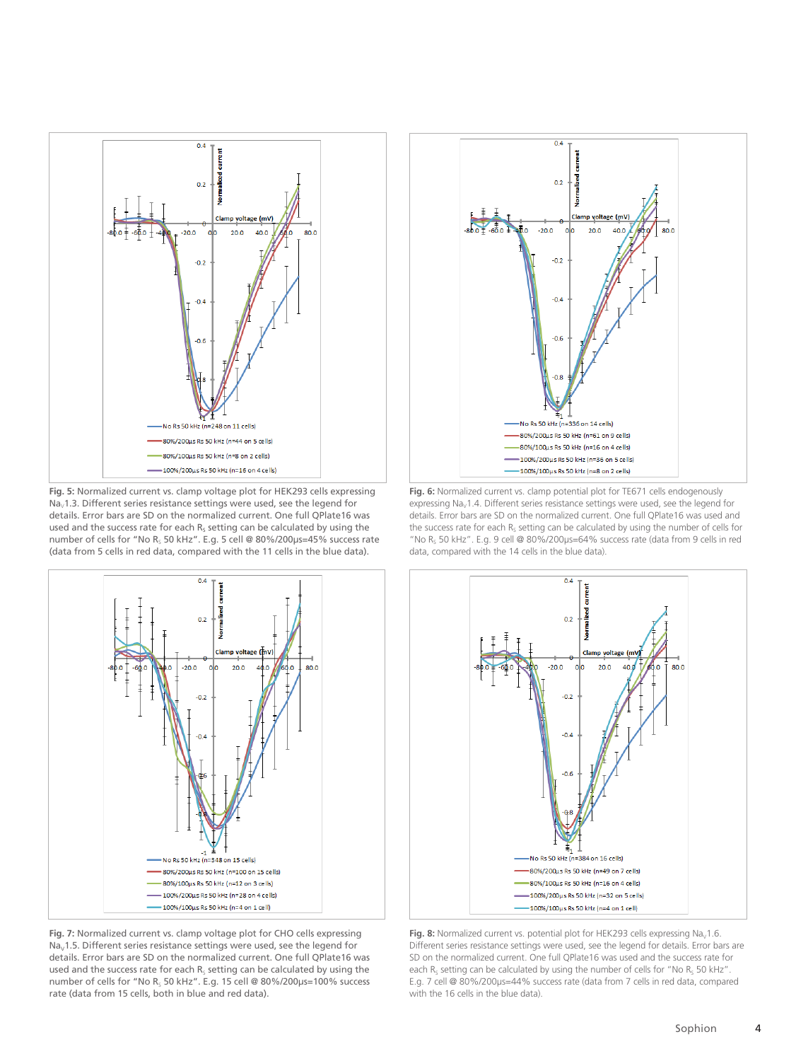Fig. 5: Normalized current vs. clamp voltage plot for HEK293 cells expressing $Na_V1.3$. Different series resistance settings were used, see the legend for details. Error bars are SD on the normalized current. One full QPlate16 was used and the success rate for each $R_s$ setting can be calculated by using the number of cells for "No $R_s$ 50 kHz". E.g. 5 cell @ 80%/200µs=45% success rate (data from 5 cells in red data, compared with the 11 cells in the blue data).

Fig. 6: Normalized current vs. clamp potential plot for TE671 cells endogenously expressing $Na_V1.4$. Different series resistance settings were used, see the legend for details. Error bars are SD on the normalized current. One full QPlate16 was used and the success rate for each $R_s$ setting can be calculated by using the number of cells for "No $R_s$ 50 kHz". E.g. 9 cell @ 80%/200µs=64% success rate (data from 9 cells in red data, compared with the 14 cells in the blue data).

Fig. 7: Normalized current vs. clamp voltage plot for CHO cells expressing $Na_V1.5$. Different series resistance settings were used, see the legend for details. Error bars are SD on the normalized current. One full QPlate16 was used and the success rate for each $R_s$ setting can be calculated by using the number of cells for "No $R_s$ 50 kHz". E.g. 15 cell @ 80%/200µs=100% success rate (data from 15 cells, both in blue and red data).

Fig. 8: Normalized current vs. potential plot for HEK293 cells expressing $Na_V1.6$. Different series resistance settings were used, see the legend for details. Error bars are SD on the normalized current. One full QPlate16 was used and the success rate for each $R_s$ setting can be calculated by using the number of cells for "No $R_s$ 50 kHz". E.g. 7 cell @ 80%/200µs=44% success rate (data from 7 cells in red data, compared with the 16 cells in the blue data).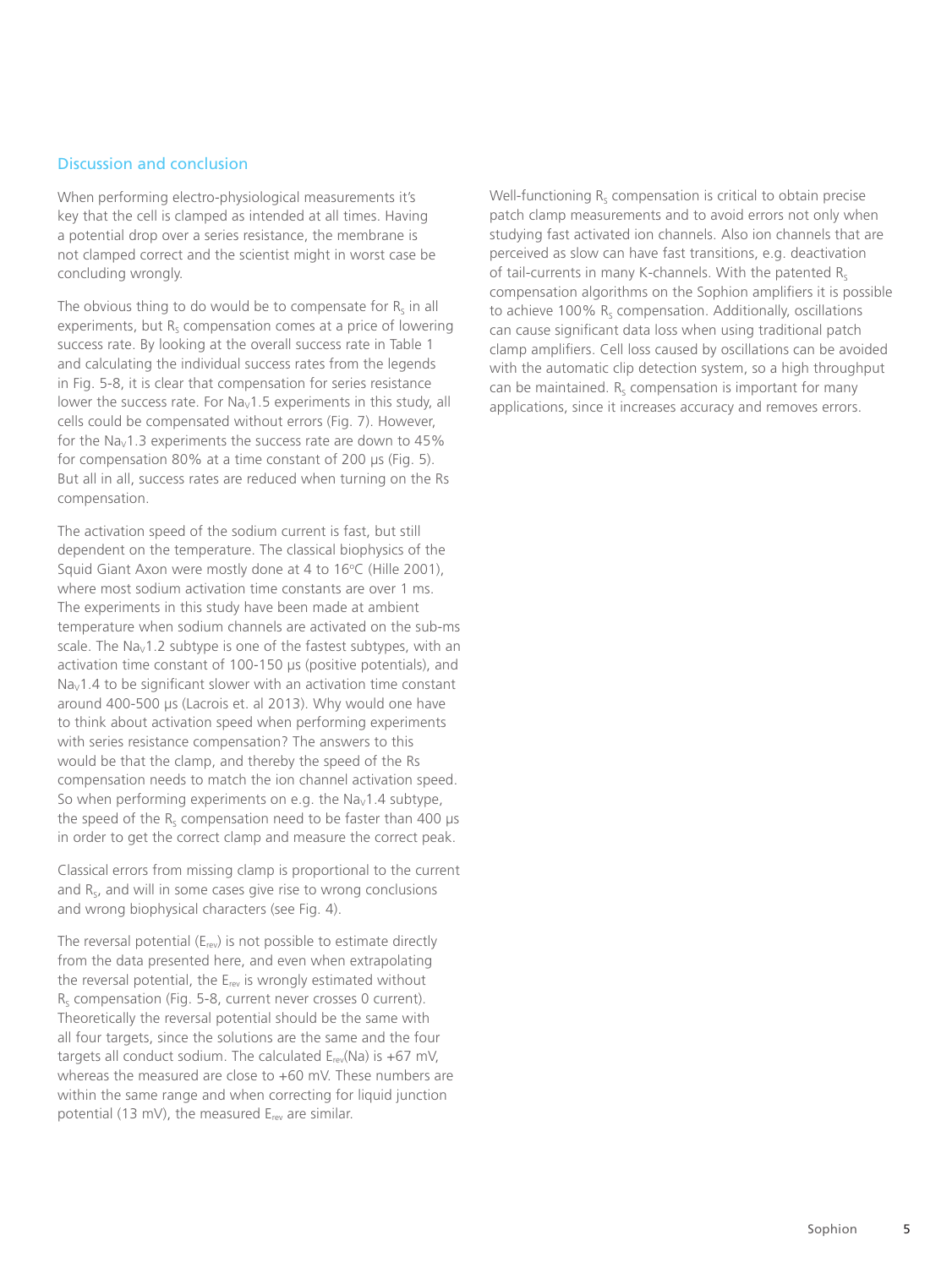## Discussion and conclusion

When performing electro-physiological measurements it's key that the cell is clamped as intended at all times. Having a potential drop over a series resistance, the membrane is not clamped correct and the scientist might in worst case be concluding wrongly.

The obvious thing to do would be to compensate for $R_S$ in all experiments, but $R_S$ compensation comes at a price of lowering success rate. By looking at the overall success rate in Table 1 and calculating the individual success rates from the legends in Fig. 5-8, it is clear that compensation for series resistance lower the success rate. For $Na_V1.5$ experiments in this study, all cells could be compensated without errors (Fig. 7). However, for the $Na_V1.3$ experiments the success rate are down to 45% for compensation 80% at a time constant of 200 µs (Fig. 5). But all in all, success rates are reduced when turning on the Rs compensation.

The activation speed of the sodium current is fast, but still dependent on the temperature. The classical biophysics of the Squid Giant Axon were mostly done at 4 to 16°C (Hille 2001), where most sodium activation time constants are over 1 ms. The experiments in this study have been made at ambient temperature when sodium channels are activated on the sub-ms scale. The $Na_V1.2$ subtype is one of the fastest subtypes, with an activation time constant of 100-150 µs (positive potentials), and $Na_V1.4$ to be significant slower with an activation time constant around 400-500 µs (Lacrois et. al 2013). Why would one have to think about activation speed when performing experiments with series resistance compensation? The answers to this would be that the clamp, and thereby the speed of the Rs compensation needs to match the ion channel activation speed. So when performing experiments on e.g. the $Na_V1.4$ subtype, the speed of the $R_S$ compensation need to be faster than 400 µs in order to get the correct clamp and measure the correct peak.

Classical errors from missing clamp is proportional to the current and $R_S$, and will in some cases give rise to wrong conclusions and wrong biophysical characters (see Fig. 4).

The reversal potential ($E_{rev}$) is not possible to estimate directly from the data presented here, and even when extrapolating the reversal potential, the $E_{rev}$ is wrongly estimated without $R_S$ compensation (Fig. 5-8, current never crosses 0 current). Theoretically the reversal potential should be the same with all four targets, since the solutions are the same and the four targets all conduct sodium. The calculated $E_{rev}(Na)$ is +67 mV, whereas the measured are close to +60 mV. These numbers are within the same range and when correcting for liquid junction potential (13 mV), the measured $E_{rev}$ are similar.

Well-functioning $R_S$ compensation is critical to obtain precise patch clamp measurements and to avoid errors not only when studying fast activated ion channels. Also ion channels that are perceived as slow can have fast transitions, e.g. deactivation of tail-currents in many K-channels. With the patented $R_S$ compensation algorithms on the Sophion amplifiers it is possible to achieve 100% $R_S$ compensation. Additionally, oscillations can cause significant data loss when using traditional patch clamp amplifiers. Cell loss caused by oscillations can be avoided with the automatic clip detection system, so a high throughput can be maintained. $R_S$ compensation is important for many applications, since it increases accuracy and removes errors.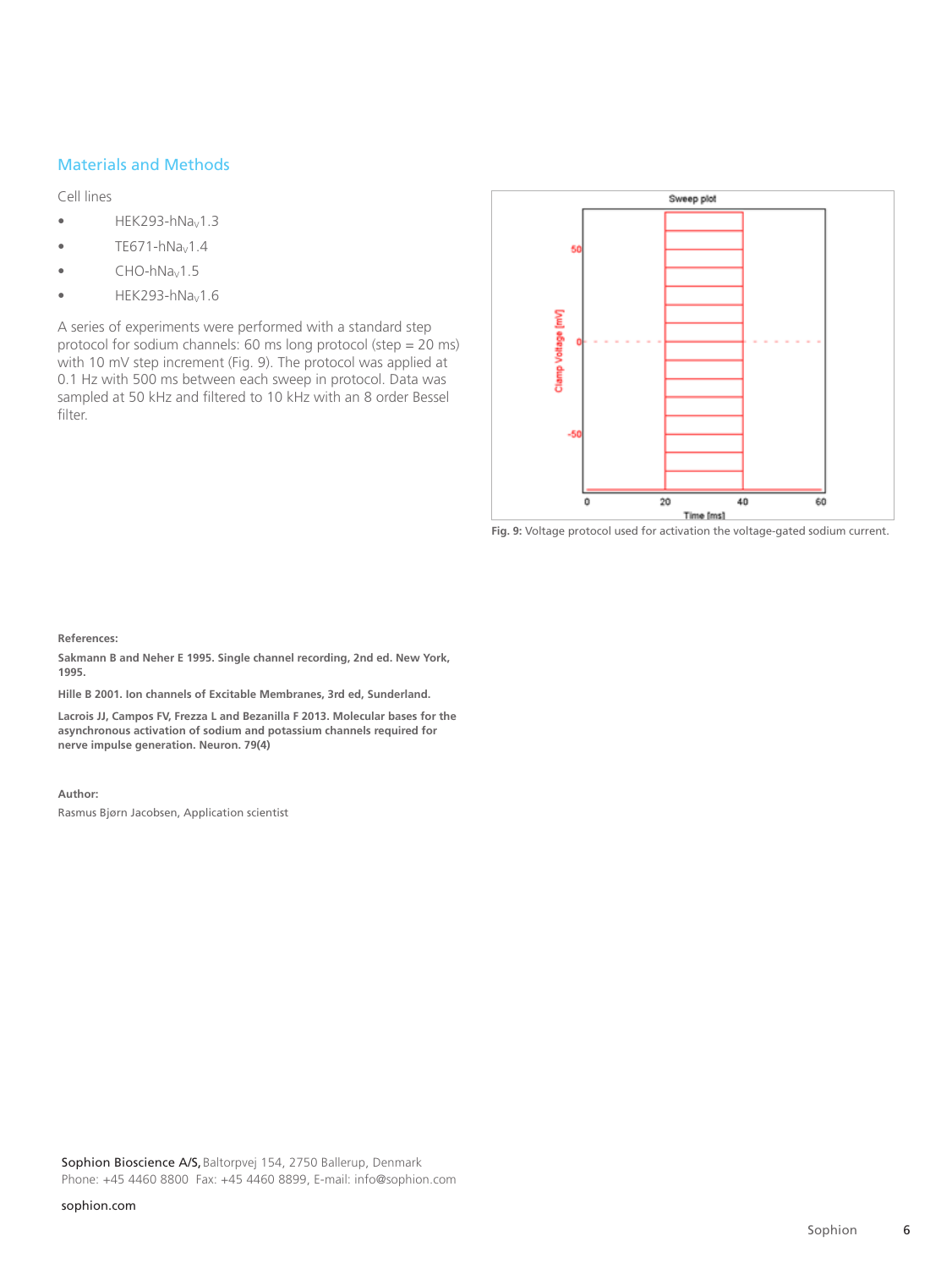## Materials and Methods

Cell lines

- HEK293-hNa$_V$1.3
- TE671-hNa$_V$1.4
- CHO-hNa$_V$1.5
- HEK293-hNa$_V$1.6

A series of experiments were performed with a standard step protocol for sodium channels: 60 ms long protocol (step = 20 ms) with 10 mV step increment (Fig. 9). The protocol was applied at 0.1 Hz with 500 ms between each sweep in protocol. Data was sampled at 50 kHz and filtered to 10 kHz with an 8 order Bessel filter.

Sweep plot

Clamp Voltage [mV]

50

0

-50

0

20

40

60

Time [ms]

**Fig. 9:** Voltage protocol used for activation the voltage-gated sodium current.

**References:**

**Sakmann B and Neher E 1995. Single channel recording, 2nd ed. New York, 1995.**

**Hille B 2001. Ion channels of Excitable Membranes, 3rd ed, Sunderland.**

**Lacrois JJ, Campos FV, Frezza L and Bezanilla F 2013. Molecular bases for the asynchronous activation of sodium and potassium channels required for nerve impulse generation. Neuron. 79(4)**

**Author:**

Rasmus Bjørn Jacobsen, Application scientist

**Sophion Bioscience A/S,** Baltorpvej 154, 2750 Ballerup, Denmark
Phone: +45 4460 8800 Fax: +45 4460 8899, E-mail: info@sophion.com

sophion.com